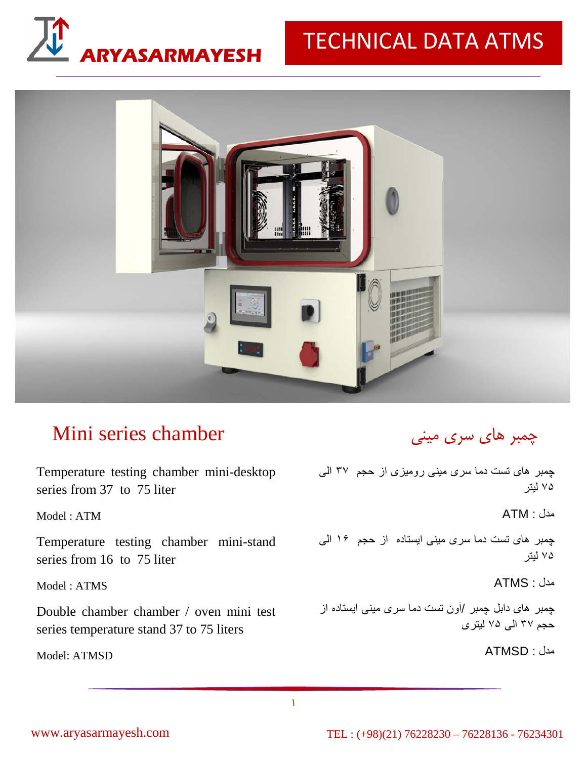# TECHNICAL DATA ATMS

ARYASARMAYESH

## Mini series chamber

## چمبر های سری مینی

Temperature testing chamber mini-desktop series from 37 to 75 liter

Model : ATM

Temperature testing chamber mini-stand series from 16 to 75 liter

Model : ATMS

Double chamber chamber / oven mini test series temperature stand 37 to 75 liters

Model: ATMSD

چمبر های تست دما سری مینی رومیزی از حجم ۳۷ الی ۷۵ لیتر

مدل : ATM

چمبر های تست دما سری مینی ایستاده از حجم ۱۶ الی ۷۵ لیتر

مدل : ATMS

چمبر های دابل چمبر /آون تست دما سری مینی ایستاده از حجم ۳۷ الی ۷۵ لیتری

مدل : ATMSD

www.aryasarmayesh.com

TEL : (+98)(21) 76228230 – 76228136 - 76234301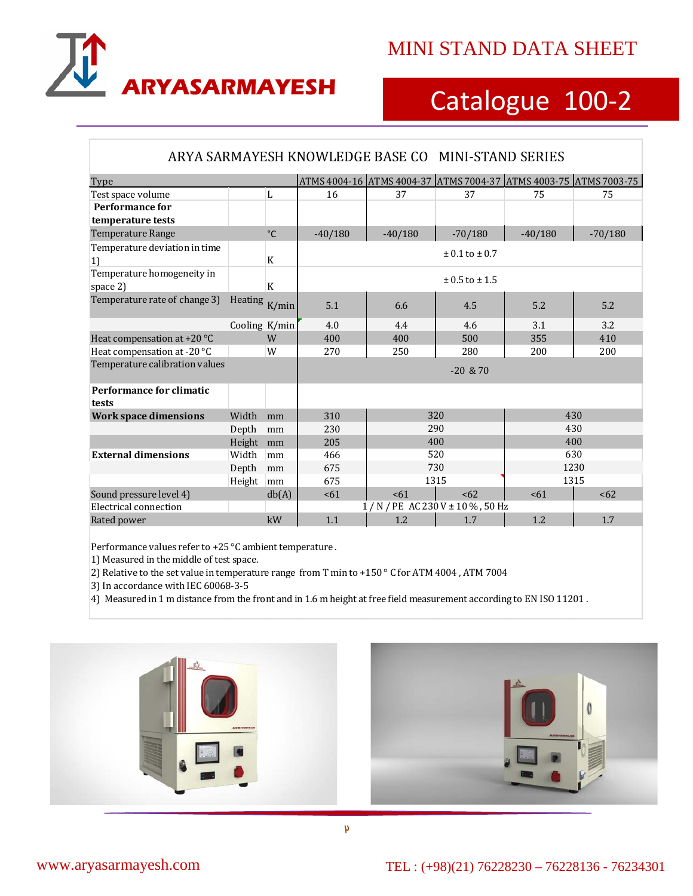# MINI STAND DATA SHEET

**ARYASARMAYESH**

## Catalogue 100-2

### ARYA SARMAYESH KNOWLEDGE BASE CO MINI-STAND SERIES

| Type | | | ATMS 4004-16 | ATMS 4004-37 | ATMS 7004-37 | ATMS 4003-75 | ATMS 7003-75 |
|---|---|---|---|---|---|---|---|
| Test space volume | | L | 16 | 37 | 37 | 75 | 75 |
| **Performance for temperature tests** | | | | | | | |
| Temperature Range | | °C | -40/180 | -40/180 | -70/180 | -40/180 | -70/180 |
| Temperature deviation in time 1) | | K | ± 0.1 to ± 0.7 | | | | |
| Temperature homogeneity in space 2) | | K | ± 0.5 to ± 1.5 | | | | |
| Temperature rate of change 3) | Heating | K/min | 5.1 | 6.6 | 4.5 | 5.2 | 5.2 |
| | Cooling | K/min | 4.0 | 4.4 | 4.6 | 3.1 | 3.2 |
| Heat compensation at +20 °C | | W | 400 | 400 | 500 | 355 | 410 |
| Heat compensation at -20 °C | | W | 270 | 250 | 280 | 200 | 200 |
| Temperature calibration values | | | -20 & 70 | | | | |
| **Performance for climatic tests** | | | | | | | |
| **Work space dimensions** | Width | mm | 310 | 320 | | 430 | |
| | Depth | mm | 230 | 290 | | 430 | |
| | Height | mm | 205 | 400 | | 400 | |
| **External dimensions** | Width | mm | 466 | 520 | | 630 | |
| | Depth | mm | 675 | 730 | | 1230 | |
| | Height | mm | 675 | 1315 | | 1315 | |
| Sound pressure level 4) | | db(A) | <61 | <61 | <62 | <61 | <62 |
| Electrical connection | | | 1 / N / PE AC 230 V ± 10 %, 50 Hz | | | | |
| Rated power | | kW | 1.1 | 1.2 | 1.7 | 1.2 | 1.7 |

Performance values refer to +25 °C ambient temperature.
1) Measured in the middle of test space.
2) Relative to the set value in temperature range from T min to +150 ° C for ATM 4004, ATM 7004
3) In accordance with IEC 60068-3-5
4) Measured in 1 m distance from the front and in 1.6 m height at free field measurement according to EN ISO 11201.

www.aryasarmayesh.com TEL : (+98)(21) 76228230 – 76228136 - 76234301